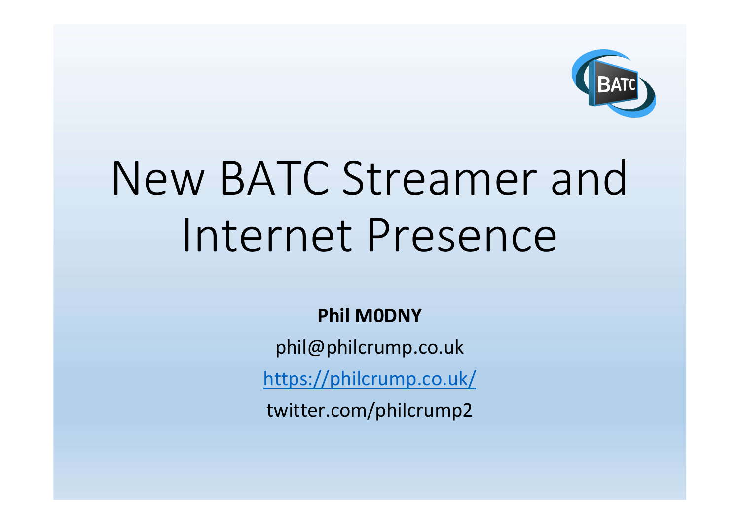# New BATC Streamer and Internet Presence

**Phil M0DNY**

phil@philcrump.co.uk

https://philcrump.co.uk/

twitter.com/philcrump2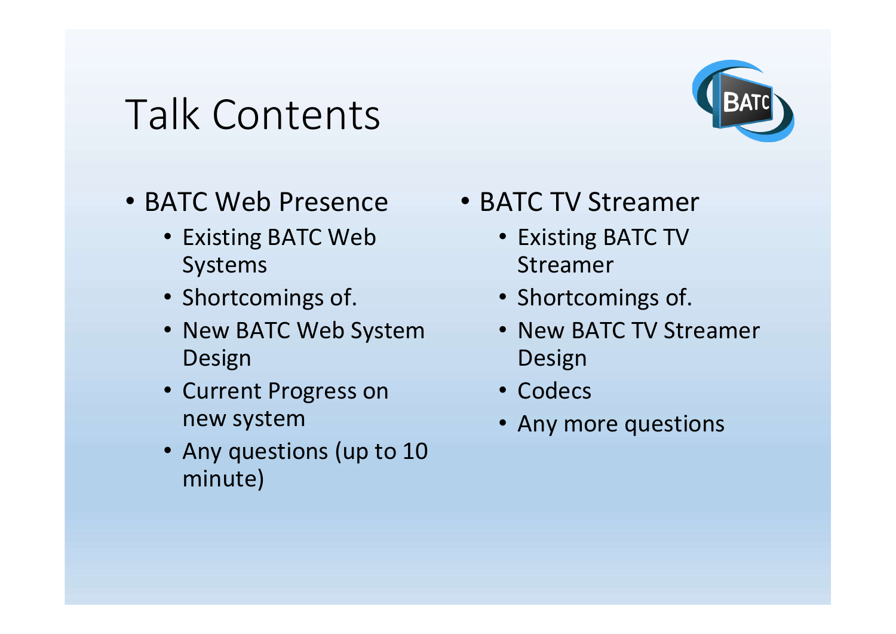# Talk Contents

- BATC Web Presence
  - Existing BATC Web Systems
  - Shortcomings of.
  - New BATC Web System Design
  - Current Progress on new system
  - Any questions (up to 10 minute)
- BATC TV Streamer
  - Existing BATC TV Streamer
  - Shortcomings of.
  - New BATC TV Streamer Design
  - Codecs
  - Any more questions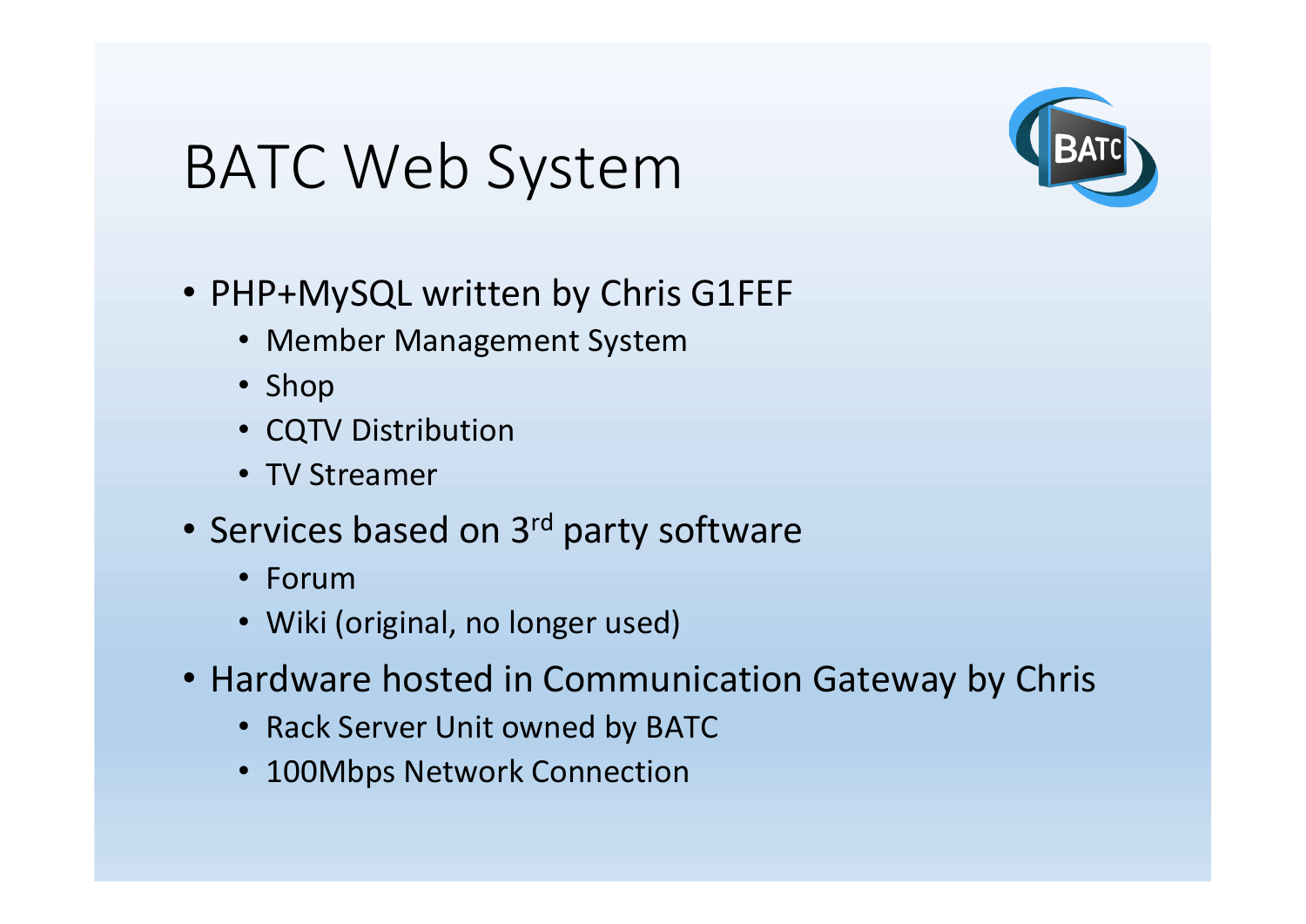# BATC Web System

- PHP+MySQL written by Chris G1FEF
  - Member Management System
  - Shop
  - CQTV Distribution
  - TV Streamer
- Services based on 3rd party software
  - Forum
  - Wiki (original, no longer used)
- Hardware hosted in Communication Gateway by Chris
  - Rack Server Unit owned by BATC
  - 100Mbps Network Connection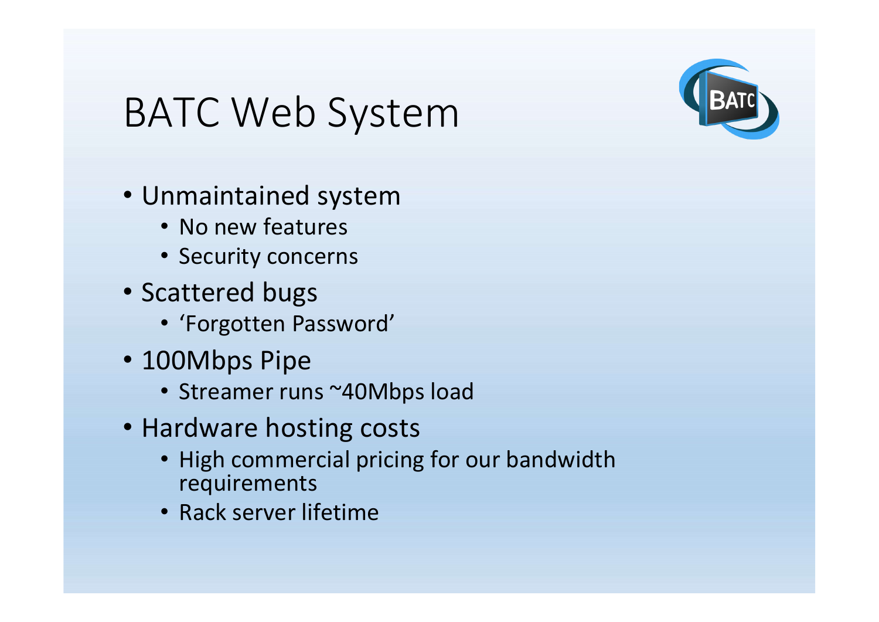# BATC Web System

- Unmaintained system
  - No new features
  - Security concerns
- Scattered bugs
  - 'Forgotten Password'
- 100Mbps Pipe
  - Streamer runs ~40Mbps load
- Hardware hosting costs
  - High commercial pricing for our bandwidth requirements
  - Rack server lifetime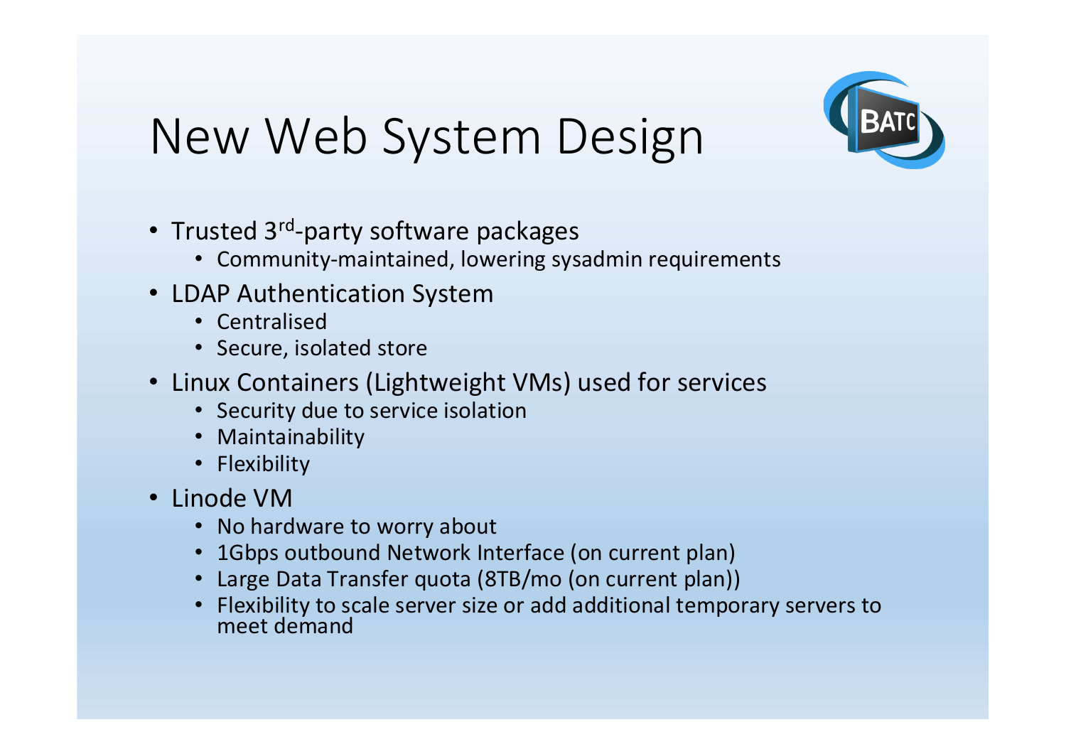# New Web System Design

- Trusted 3rd-party software packages
  - Community-maintained, lowering sysadmin requirements
- LDAP Authentication System
  - Centralised
  - Secure, isolated store
- Linux Containers (Lightweight VMs) used for services
  - Security due to service isolation
  - Maintainability
  - Flexibility
- Linode VM
  - No hardware to worry about
  - 1Gbps outbound Network Interface (on current plan)
  - Large Data Transfer quota (8TB/mo (on current plan))
  - Flexibility to scale server size or add additional temporary servers to meet demand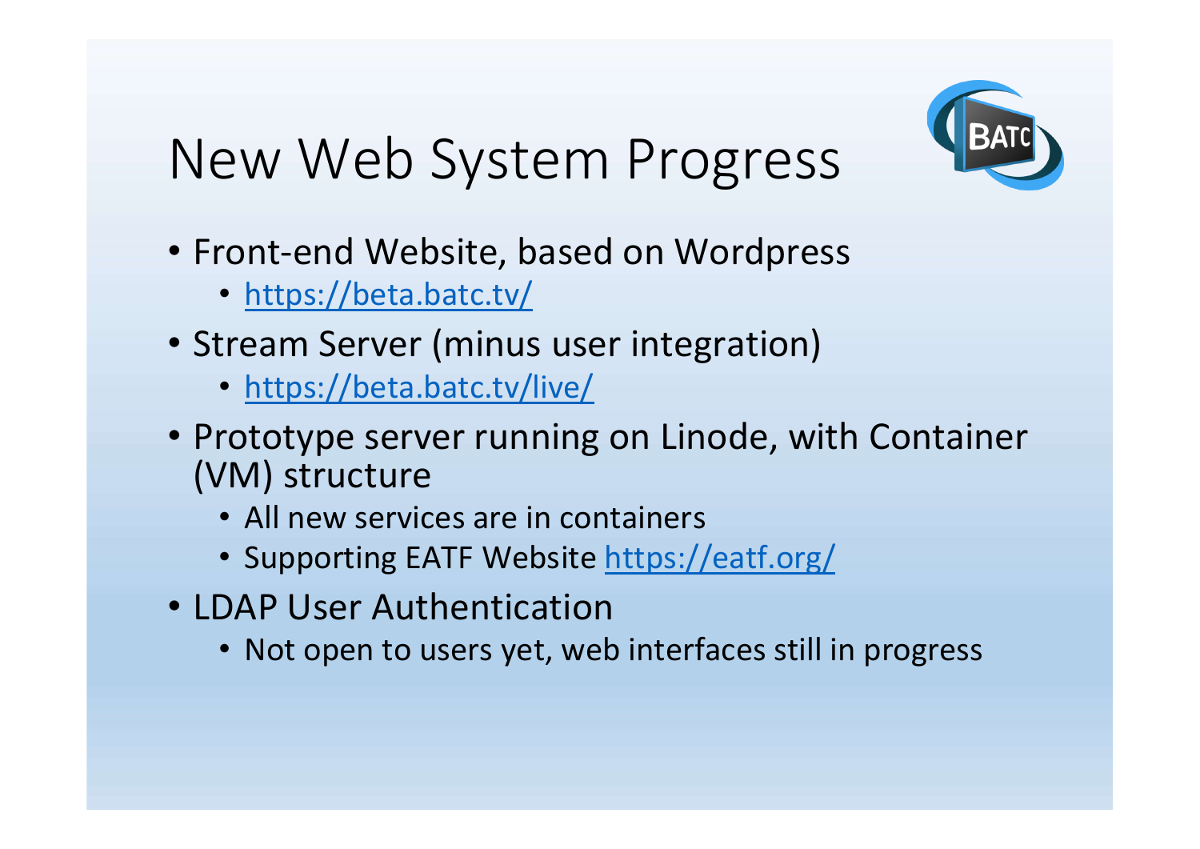# New Web System Progress

- Front-end Website, based on Wordpress
  - https://beta.batc.tv/
- Stream Server (minus user integration)
  - https://beta.batc.tv/live/
- Prototype server running on Linode, with Container (VM) structure
  - All new services are in containers
  - Supporting EATF Website https://eatf.org/
- LDAP User Authentication
  - Not open to users yet, web interfaces still in progress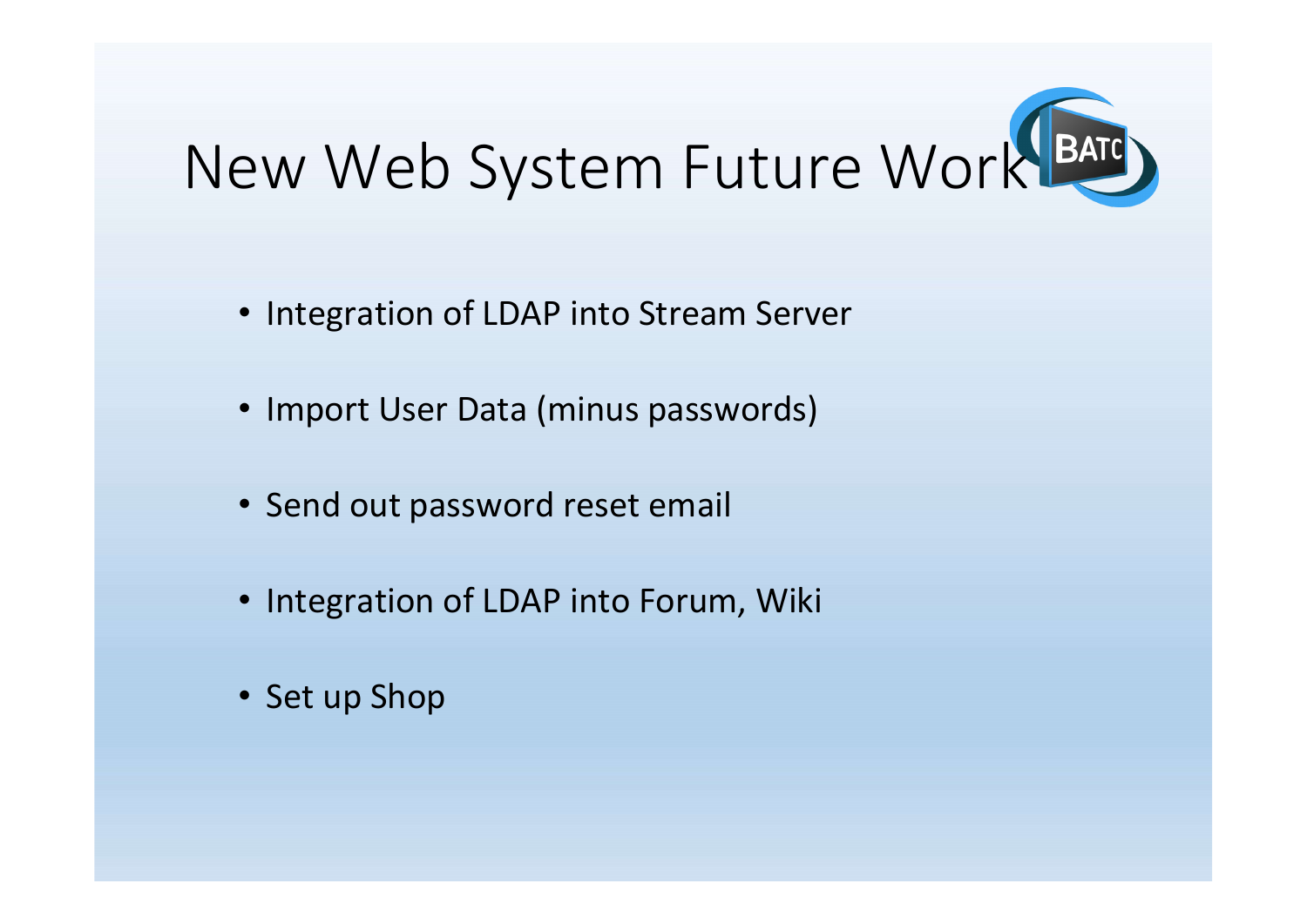# New Web System Future Work

- Integration of LDAP into Stream Server
- Import User Data (minus passwords)
- Send out password reset email
- Integration of LDAP into Forum, Wiki
- Set up Shop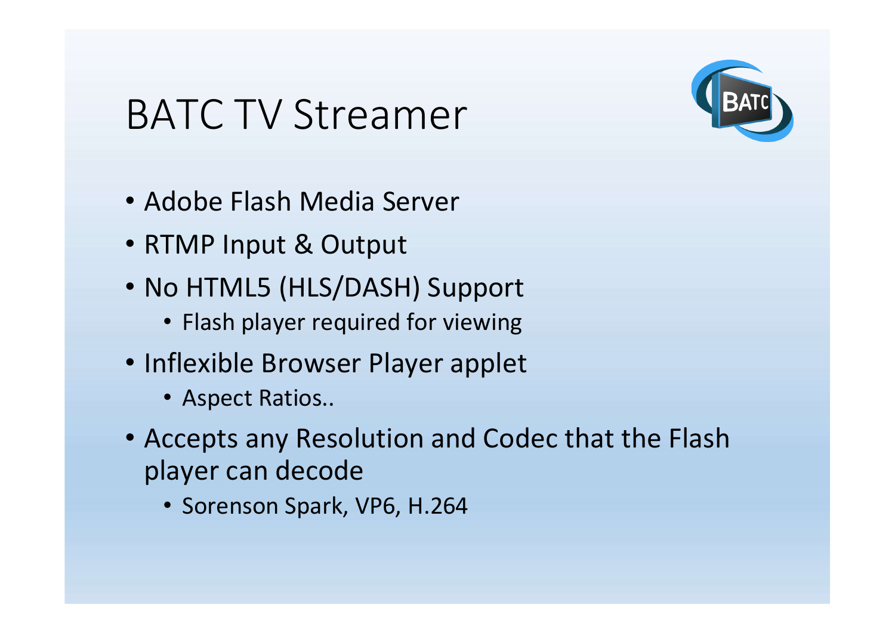# BATC TV Streamer

- Adobe Flash Media Server
- RTMP Input & Output
- No HTML5 (HLS/DASH) Support
  - Flash player required for viewing
- Inflexible Browser Player applet
  - Aspect Ratios..
- Accepts any Resolution and Codec that the Flash player can decode
  - Sorenson Spark, VP6, H.264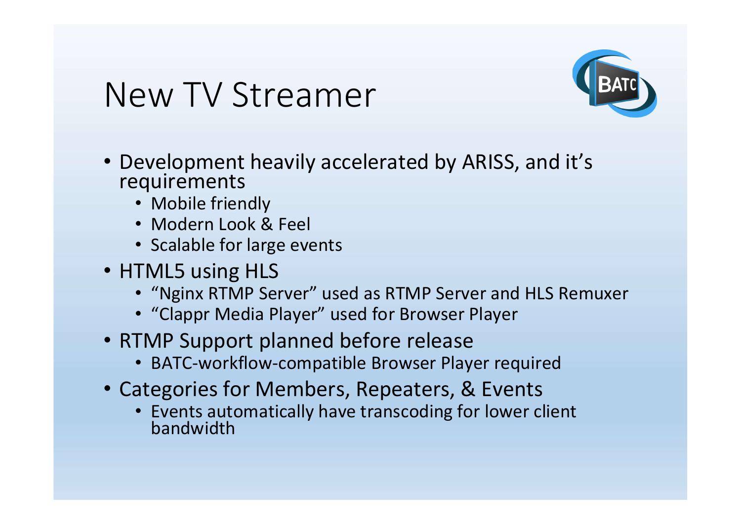# New TV Streamer

- Development heavily accelerated by ARISS, and it's requirements
  - Mobile friendly
  - Modern Look & Feel
  - Scalable for large events
- HTML5 using HLS
  - "Nginx RTMP Server" used as RTMP Server and HLS Remuxer
  - "Clappr Media Player" used for Browser Player
- RTMP Support planned before release
  - BATC-workflow-compatible Browser Player required
- Categories for Members, Repeaters, & Events
  - Events automatically have transcoding for lower client bandwidth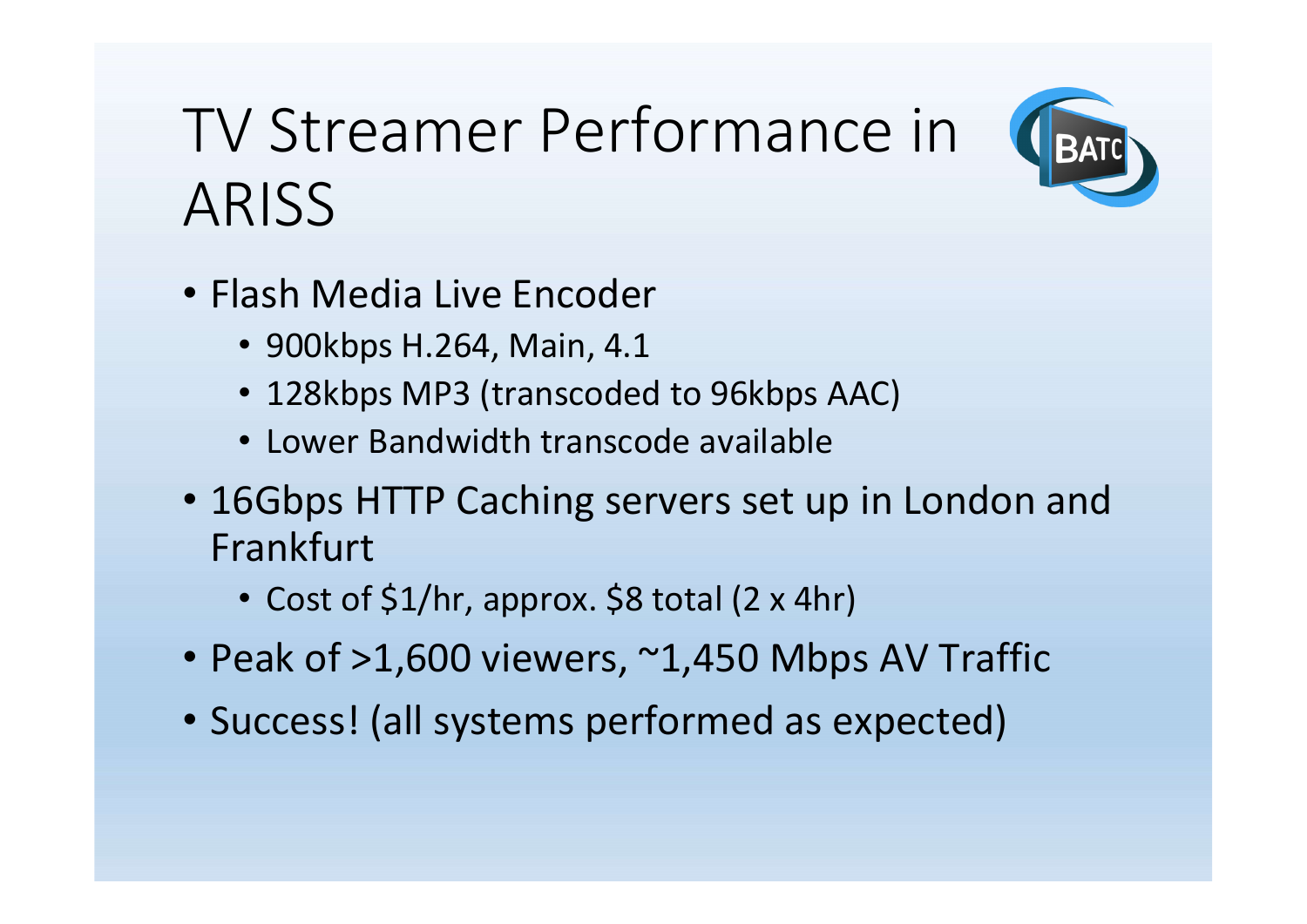# TV Streamer Performance in ARISS

- Flash Media Live Encoder
  - 900kbps H.264, Main, 4.1
  - 128kbps MP3 (transcoded to 96kbps AAC)
  - Lower Bandwidth transcode available
- 16Gbps HTTP Caching servers set up in London and Frankfurt
  - Cost of $1/hr, approx. $8 total (2 x 4hr)
- Peak of >1,600 viewers, ~1,450 Mbps AV Traffic
- Success! (all systems performed as expected)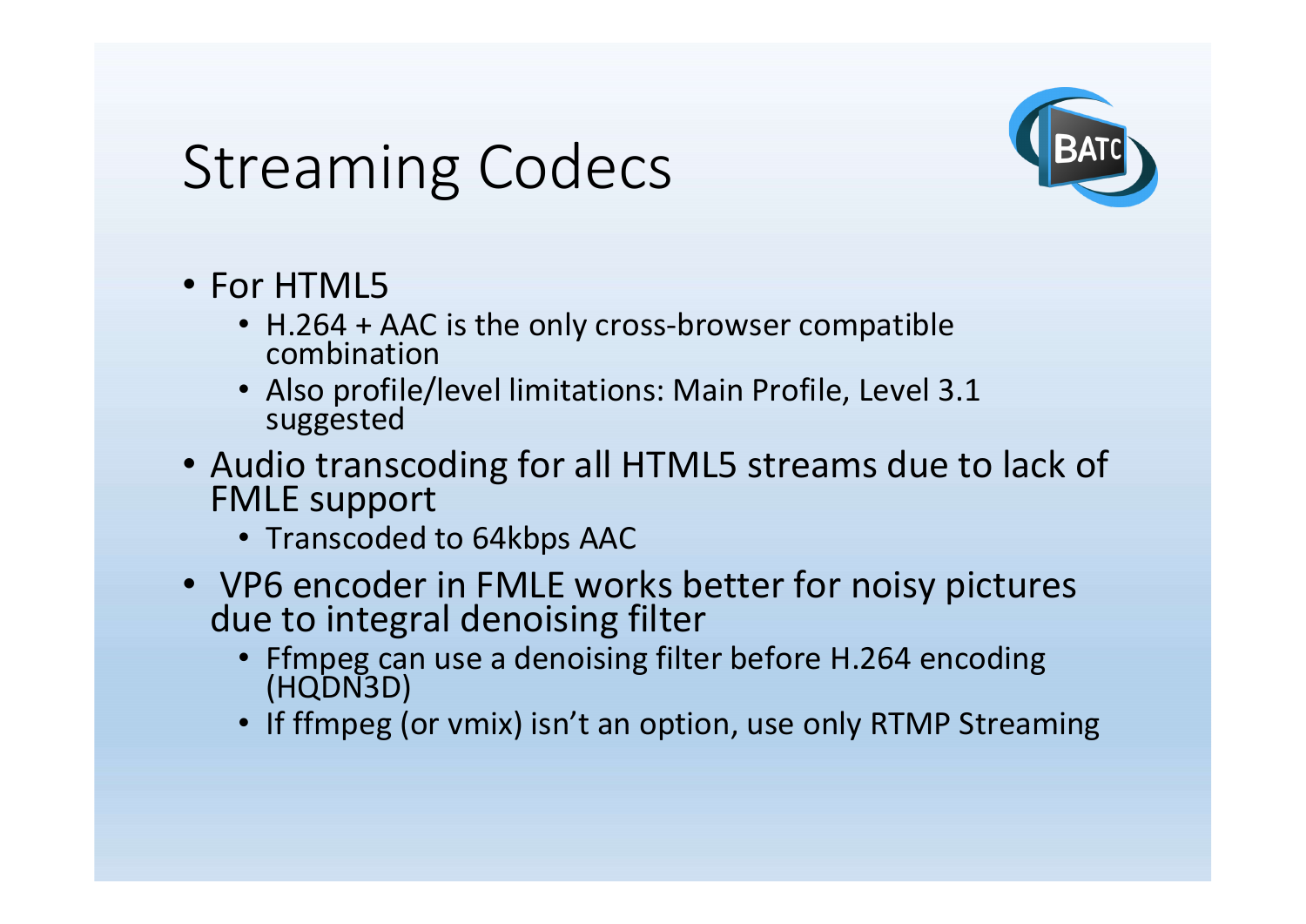# Streaming Codecs

- For HTML5
  - H.264 + AAC is the only cross-browser compatible combination
  - Also profile/level limitations: Main Profile, Level 3.1 suggested
- Audio transcoding for all HTML5 streams due to lack of FMLE support
  - Transcoded to 64kbps AAC
- VP6 encoder in FMLE works better for noisy pictures due to integral denoising filter
  - Ffmpeg can use a denoising filter before H.264 encoding (HQDN3D)
  - If ffmpeg (or vmix) isn't an option, use only RTMP Streaming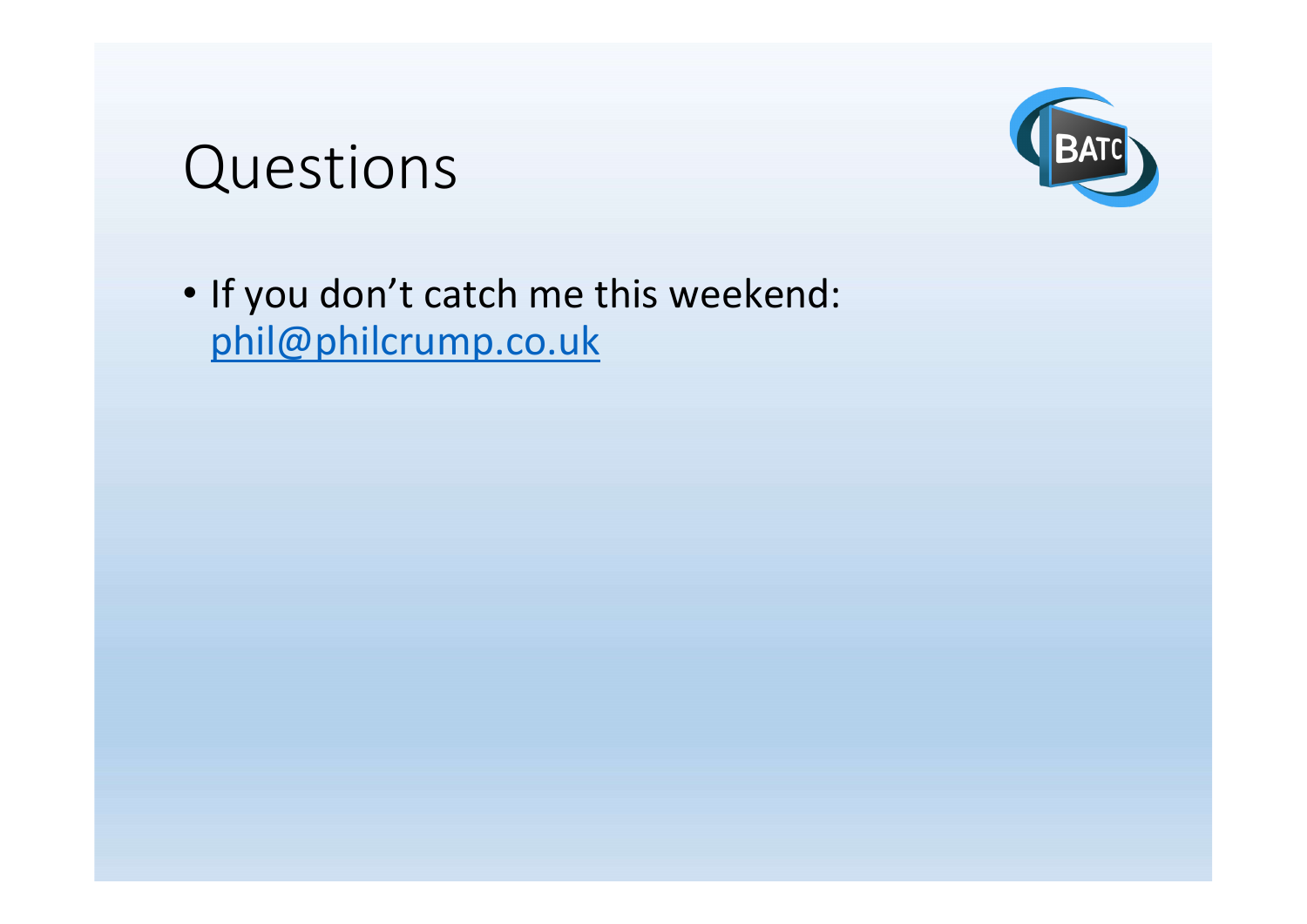# Questions

- If you don't catch me this weekend: phil@philcrump.co.uk